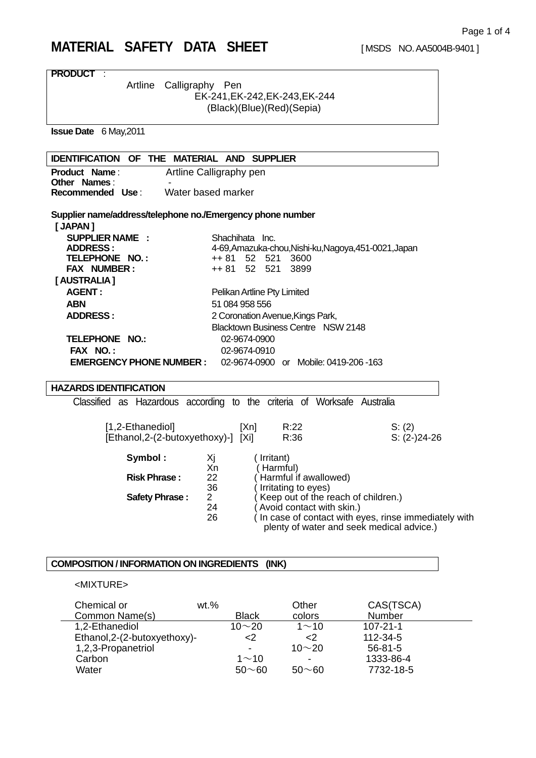# MATERIAL SAFETY DATA SHEET

[ MSDS NO. AA5004B-9401 ]

**PRODUCT** :

Artline Calligraphy Pen
EK-241,EK-242,EK-243,EK-244
(Black)(Blue)(Red)(Sepia)

**Issue Date** 6 May,2011

## IDENTIFICATION OF THE MATERIAL AND SUPPLIER

**Product Name** : Artline Calligraphy pen
**Other Names** : -
**Recommended Use** : Water based marker

**Supplier name/address/telephone no./Emergency phone number**

**[ JAPAN ]**

**SUPPLIER NAME :** Shachihata Inc.
**ADDRESS :** 4-69,Amazuka-chou,Nishi-ku,Nagoya,451-0021,Japan
**TELEPHONE NO. :** ++ 81 52 521 3600
**FAX NUMBER :** ++ 81 52 521 3899

**[ AUSTRALIA ]**

**AGENT :** Pelikan Artline Pty Limited
**ABN** 51 084 958 556
**ADDRESS :** 2 Coronation Avenue,Kings Park,
Blacktown Business Centre NSW 2148
**TELEPHONE NO.:** 02-9674-0900
**FAX NO. :** 02-9674-0910
**EMERGENCY PHONE NUMBER :** 02-9674-0900 or Mobile: 0419-206 -163

## HAZARDS IDENTIFICATION

Classified as Hazardous according to the criteria of Worksafe Australia

| | | | |
|---|---|---|---|
| [1,2-Ethanediol] | [Xn] | R:22 | S: (2) |
| [Ethanol,2-(2-butoxyethoxy)-] | [Xi] | R:36 | S: (2-)24-26 |

| | | |
|---|---|---|
| **Symbol :** | Xj | ( Irritant) |
| | Xn | ( Harmful) |
| **Risk Phrase :** | 22 | ( Harmful if awallowed) |
| | 36 | ( Irritating to eyes) |
| **Safety Phrase :** | 2 | ( Keep out of the reach of children.) |
| | 24 | ( Avoid contact with skin.) |
| | 26 | ( In case of contact with eyes, rinse immediately with plenty of water and seek medical advice.) |

## COMPOSITION / INFORMATION ON INGREDIENTS (INK)

<MIXTURE>

| Chemical or Common Name(s) | wt.% Black | Other colors | CAS(TSCA) Number |
|---|---|---|---|
| 1,2-Ethanediol | 10～20 | 1～10 | 107-21-1 |
| Ethanol,2-(2-butoxyethoxy)- | <2 | <2 | 112-34-5 |
| 1,2,3-Propanetriol | - | 10～20 | 56-81-5 |
| Carbon | 1～10 | - | 1333-86-4 |
| Water | 50～60 | 50～60 | 7732-18-5 |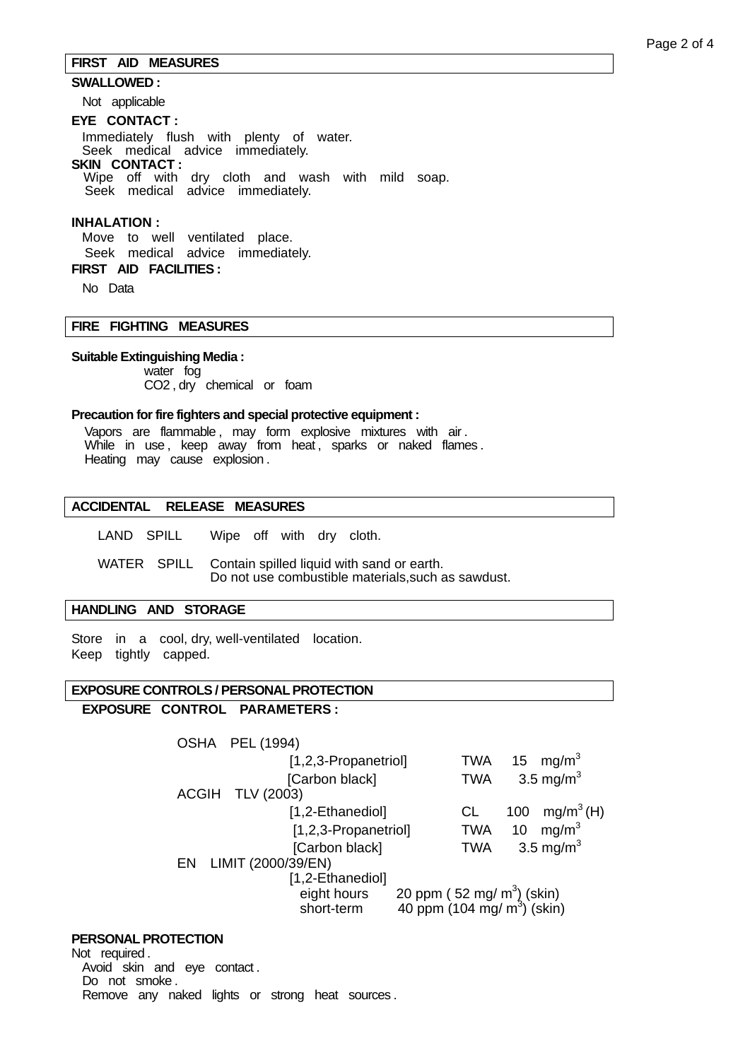## FIRST AID MEASURES

**SWALLOWED :**

Not applicable

**EYE CONTACT :**

Immediately flush with plenty of water.
Seek medical advice immediately.

**SKIN CONTACT :**

Wipe off with dry cloth and wash with mild soap.
Seek medical advice immediately.

**INHALATION :**

Move to well ventilated place.
Seek medical advice immediately.

**FIRST AID FACILITIES :**

No Data

## FIRE FIGHTING MEASURES

**Suitable Extinguishing Media :**

water fog
$CO_2$ , dry chemical or foam

**Precaution for fire fighters and special protective equipment :**

Vapors are flammable , may form explosive mixtures with air .
While in use , keep away from heat , sparks or naked flames .
Heating may cause explosion .

## ACCIDENTAL RELEASE MEASURES

| | |
|---|---|
| LAND SPILL | Wipe off with dry cloth. |
| WATER SPILL | Contain spilled liquid with sand or earth.<br>Do not use combustible materials,such as sawdust. |

## HANDLING AND STORAGE

Store in a cool, dry, well-ventilated location.
Keep tightly capped.

## EXPOSURE CONTROLS / PERSONAL PROTECTION

**EXPOSURE CONTROL PARAMETERS :**

OSHA PEL (1994)

| | | |
|---|---|---|
| [1,2,3-Propanetriol] | TWA | 15 $mg/m^3$ |
| [Carbon black] | TWA | 3.5 $mg/m^3$ |

ACGIH TLV (2003)

| | | |
|---|---|---|
| [1,2-Ethanediol] | CL | 100 $mg/m^3$ (H) |
| [1,2,3-Propanetriol] | TWA | 10 $mg/m^3$ |
| [Carbon black] | TWA | 3.5 $mg/m^3$ |

EN LIMIT (2000/39/EN)

[1,2-Ethanediol]

| | |
|---|---|
| eight hours | 20 ppm ( 52 $mg/m^3$) (skin) |
| short-term | 40 ppm (104 $mg/m^3$) (skin) |

**PERSONAL PROTECTION**

Not required .
Avoid skin and eye contact .
Do not smoke .
Remove any naked lights or strong heat sources .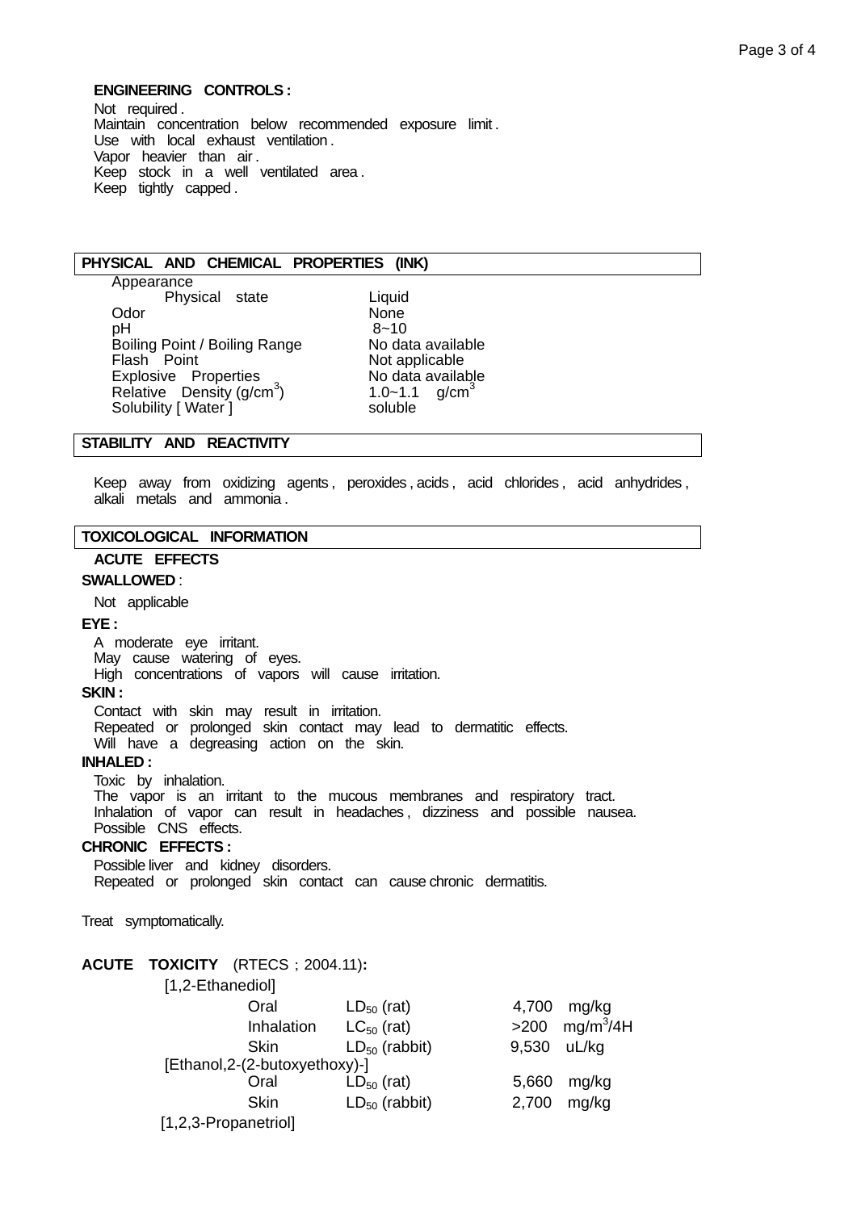**ENGINEERING CONTROLS :**

Not required .
Maintain concentration below recommended exposure limit .
Use with local exhaust ventilation .
Vapor heavier than air .
Keep stock in a well ventilated area .
Keep tightly capped .

## PHYSICAL AND CHEMICAL PROPERTIES (INK)

| Property | Value |
|---|---|
| Appearance | |
| Physical state | Liquid |
| Odor | None |
| pH | 8~10 |
| Boiling Point / Boiling Range | No data available |
| Flash Point | Not applicable |
| Explosive Properties | No data available |
| Relative Density ($g/cm^3$) | 1.0~1.1 $g/cm^3$ |
| Solubility [ Water ] | soluble |

## STABILITY AND REACTIVITY

Keep away from oxidizing agents , peroxides , acids , acid chlorides , acid anhydrides , alkali metals and ammonia .

## TOXICOLOGICAL INFORMATION

**ACUTE EFFECTS**

**SWALLOWED** :

Not applicable

**EYE :**

A moderate eye irritant.
May cause watering of eyes.
High concentrations of vapors will cause irritation.

**SKIN :**

Contact with skin may result in irritation.
Repeated or prolonged skin contact may lead to dermatitic effects.
Will have a degreasing action on the skin.

**INHALED :**

Toxic by inhalation.
The vapor is an irritant to the mucous membranes and respiratory tract.
Inhalation of vapor can result in headaches , dizziness and possible nausea.
Possible CNS effects.

**CHRONIC EFFECTS :**

Possible liver and kidney disorders.
Repeated or prolonged skin contact can cause chronic dermatitis.

Treat symptomatically.

**ACUTE TOXICITY** (RTECS ; 2004.11)**:**

[1,2-Ethanediol]

| Route | Test | Value |
|---|---|---|
| Oral | $LD_{50}$ (rat) | 4,700 mg/kg |
| Inhalation | $LC_{50}$ (rat) | >200 $mg/m^3$/4H |
| Skin | $LD_{50}$ (rabbit) | 9,530 uL/kg |

[Ethanol,2-(2-butoxyethoxy)-]

| Route | Test | Value |
|---|---|---|
| Oral | $LD_{50}$ (rat) | 5,660 mg/kg |
| Skin | $LD_{50}$ (rabbit) | 2,700 mg/kg |

[1,2,3-Propanetriol]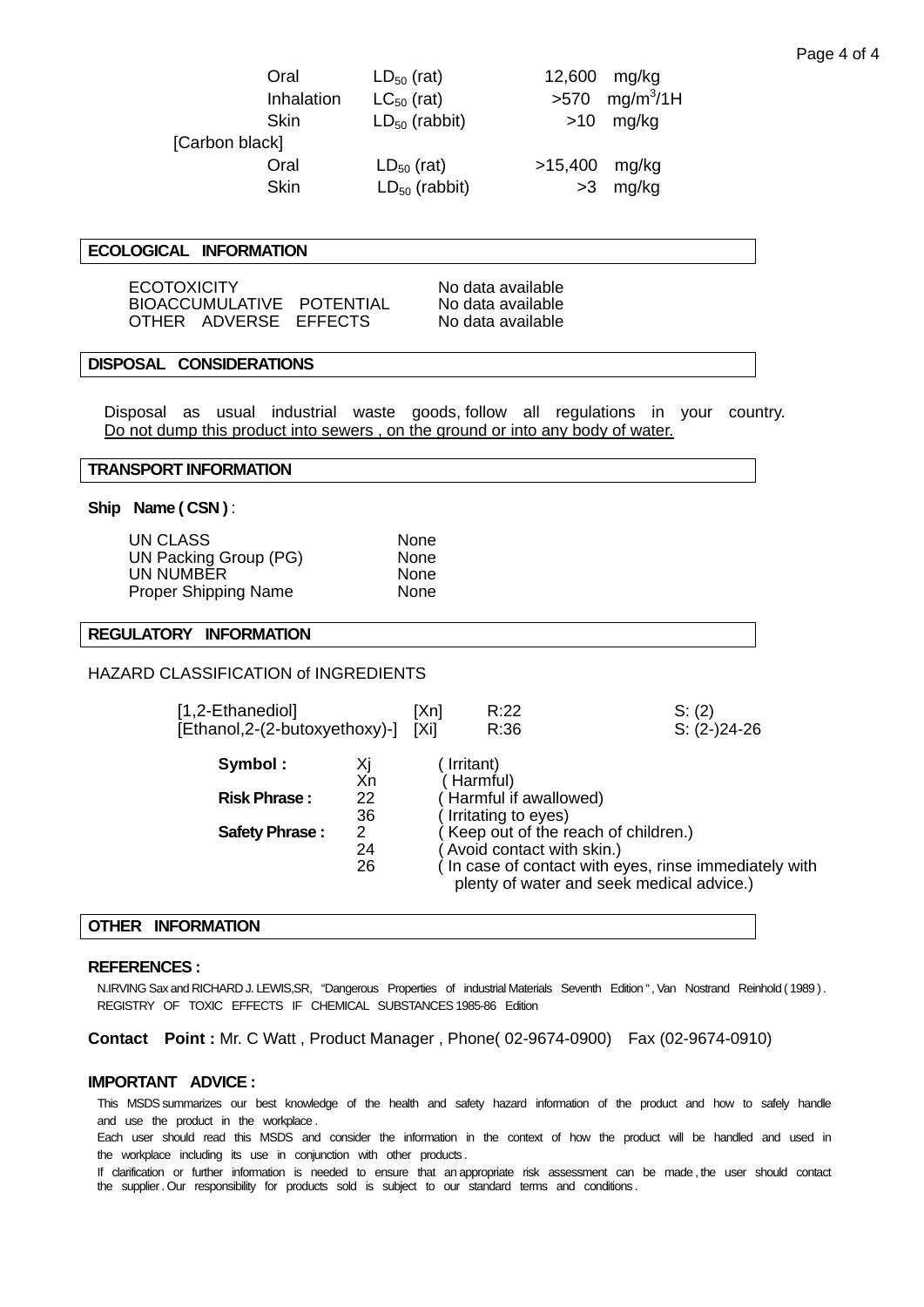| | | | |
|---|---|---|---|
| | Oral | $LD_{50}$ (rat) | 12,600 mg/kg |
| | Inhalation | $LC_{50}$ (rat) | >570 $mg/m^3$/1H |
| | Skin | $LD_{50}$ (rabbit) | >10 mg/kg |
| [Carbon black] | | | |
| | Oral | $LD_{50}$ (rat) | >15,400 mg/kg |
| | Skin | $LD_{50}$ (rabbit) | >3 mg/kg |

## ECOLOGICAL INFORMATION

| | |
|---|---|
| ECOTOXICITY | No data available |
| BIOACCUMULATIVE POTENTIAL | No data available |
| OTHER ADVERSE EFFECTS | No data available |

## DISPOSAL CONSIDERATIONS

Disposal as usual industrial waste goods, follow all regulations in your country.
Do not dump this product into sewers , on the ground or into any body of water.

## TRANSPORT INFORMATION

**Ship Name ( CSN )** :

| | |
|---|---|
| UN CLASS | None |
| UN Packing Group (PG) | None |
| UN NUMBER | None |
| Proper Shipping Name | None |

## REGULATORY INFORMATION

HAZARD CLASSIFICATION of INGREDIENTS

| | | | |
|---|---|---|---|
| [1,2-Ethanediol] | [Xn] | R:22 | S: (2) |
| [Ethanol,2-(2-butoxyethoxy)-] | [Xi] | R:36 | S: (2-)24-26 |

| | | |
|---|---|---|
| **Symbol :** | Xi | ( Irritant) |
| | Xn | ( Harmful) |
| **Risk Phrase :** | 22 | ( Harmful if awallowed) |
| | 36 | ( Irritating to eyes) |
| **Safety Phrase :** | 2 | ( Keep out of the reach of children.) |
| | 24 | ( Avoid contact with skin.) |
| | 26 | ( In case of contact with eyes, rinse immediately with plenty of water and seek medical advice.) |

## OTHER INFORMATION

**REFERENCES :**

N.IRVING Sax and RICHARD J. LEWIS,SR, "Dangerous Properties of industrial Materials Seventh Edition " , Van Nostrand Reinhold ( 1989 ) .
REGISTRY OF TOXIC EFFECTS IF CHEMICAL SUBSTANCES 1985-86 Edition

**Contact Point :** Mr. C Watt , Product Manager , Phone( 02-9674-0900) Fax (02-9674-0910)

**IMPORTANT ADVICE :**

This MSDS summarizes our best knowledge of the health and safety hazard information of the product and how to safely handle and use the product in the workplace .

Each user should read this MSDS and consider the information in the context of how the product will be handled and used in the workplace including its use in conjunction with other products .

If clarification or further information is needed to ensure that an appropriate risk assessment can be made , the user should contact the supplier . Our responsibility for products sold is subject to our standard terms and conditions .